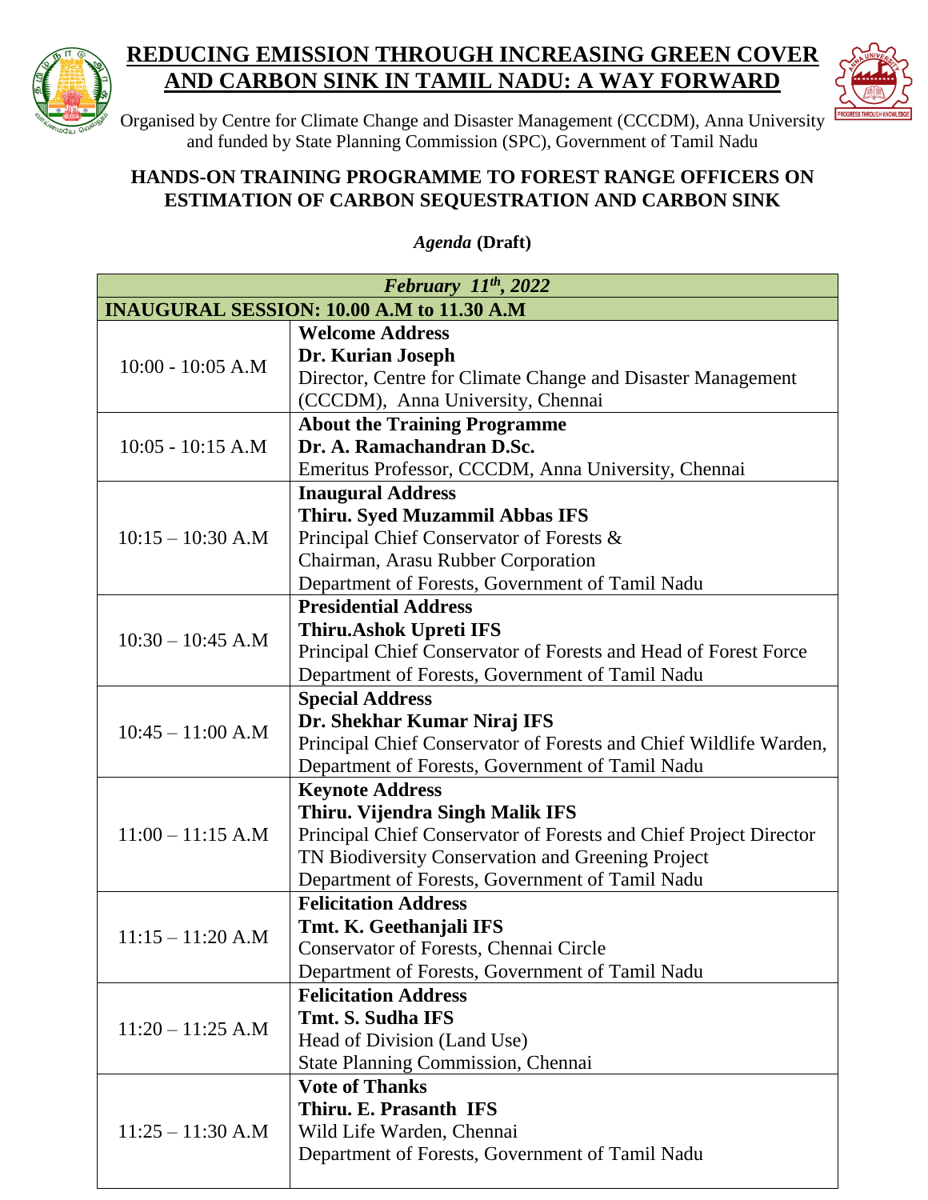# REDUCING EMISSION THROUGH INCREASING GREEN COVER AND CARBON SINK IN TAMIL NADU: A WAY FORWARD

Organised by Centre for Climate Change and Disaster Management (CCCDM), Anna University and funded by State Planning Commission (SPC), Government of Tamil Nadu

## HANDS-ON TRAINING PROGRAMME TO FOREST RANGE OFFICERS ON ESTIMATION OF CARBON SEQUESTRATION AND CARBON SINK

*Agenda* **(Draft)**

| *February 11th, 2022* | |
|---|---|
| **INAUGURAL SESSION: 10.00 A.M to 11.30 A.M** | |
| 10:00 - 10:05 A.M | **Welcome Address**<br>**Dr. Kurian Joseph**<br>Director, Centre for Climate Change and Disaster Management (CCCDM), Anna University, Chennai |
| 10:05 - 10:15 A.M | **About the Training Programme**<br>**Dr. A. Ramachandran D.Sc.**<br>Emeritus Professor, CCCDM, Anna University, Chennai |
| 10:15 – 10:30 A.M | **Inaugural Address**<br>**Thiru. Syed Muzammil Abbas IFS**<br>Principal Chief Conservator of Forests &<br>Chairman, Arasu Rubber Corporation<br>Department of Forests, Government of Tamil Nadu |
| 10:30 – 10:45 A.M | **Presidential Address**<br>**Thiru.Ashok Upreti IFS**<br>Principal Chief Conservator of Forests and Head of Forest Force<br>Department of Forests, Government of Tamil Nadu |
| 10:45 – 11:00 A.M | **Special Address**<br>**Dr. Shekhar Kumar Niraj IFS**<br>Principal Chief Conservator of Forests and Chief Wildlife Warden,<br>Department of Forests, Government of Tamil Nadu |
| 11:00 – 11:15 A.M | **Keynote Address**<br>**Thiru. Vijendra Singh Malik IFS**<br>Principal Chief Conservator of Forests and Chief Project Director<br>TN Biodiversity Conservation and Greening Project<br>Department of Forests, Government of Tamil Nadu |
| 11:15 – 11:20 A.M | **Felicitation Address**<br>**Tmt. K. Geethanjali IFS**<br>Conservator of Forests, Chennai Circle<br>Department of Forests, Government of Tamil Nadu |
| 11:20 – 11:25 A.M | **Felicitation Address**<br>**Tmt. S. Sudha IFS**<br>Head of Division (Land Use)<br>State Planning Commission, Chennai |
| 11:25 – 11:30 A.M | **Vote of Thanks**<br>**Thiru. E. Prasanth IFS**<br>Wild Life Warden, Chennai<br>Department of Forests, Government of Tamil Nadu |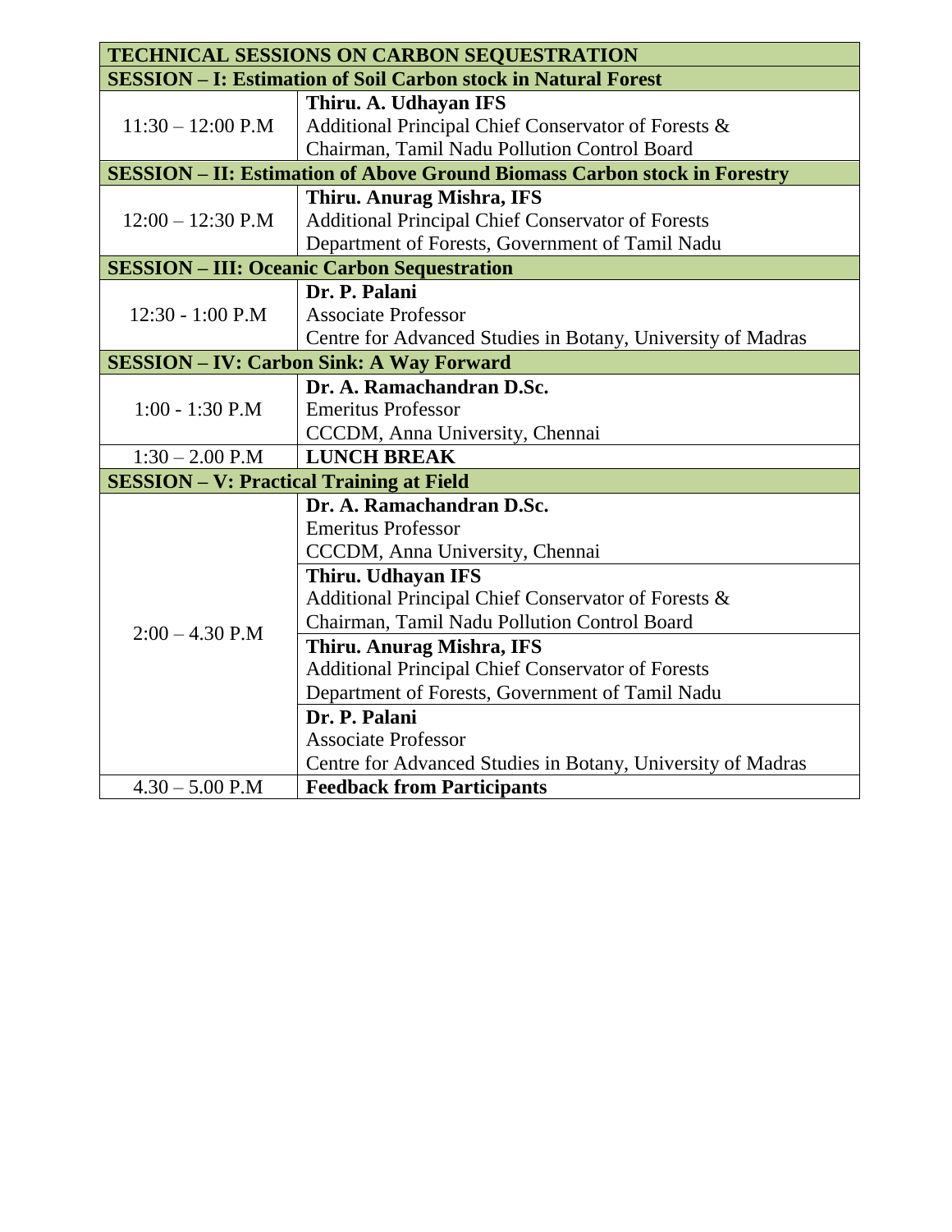| TECHNICAL SESSIONS ON CARBON SEQUESTRATION | |
|---|---|
| **SESSION – I: Estimation of Soil Carbon stock in Natural Forest** | |
| 11:30 – 12:00 P.M | **Thiru. A. Udhayan IFS**<br>Additional Principal Chief Conservator of Forests &<br>Chairman, Tamil Nadu Pollution Control Board |
| **SESSION – II: Estimation of Above Ground Biomass Carbon stock in Forestry** | |
| 12:00 – 12:30 P.M | **Thiru. Anurag Mishra, IFS**<br>Additional Principal Chief Conservator of Forests<br>Department of Forests, Government of Tamil Nadu |
| **SESSION – III: Oceanic Carbon Sequestration** | |
| 12:30 - 1:00 P.M | **Dr. P. Palani**<br>Associate Professor<br>Centre for Advanced Studies in Botany, University of Madras |
| **SESSION – IV: Carbon Sink: A Way Forward** | |
| 1:00 - 1:30 P.M | **Dr. A. Ramachandran D.Sc.**<br>Emeritus Professor<br>CCCDM, Anna University, Chennai |
| 1:30 – 2.00 P.M | **LUNCH BREAK** |
| **SESSION – V: Practical Training at Field** | |
| 2:00 – 4.30 P.M | **Dr. A. Ramachandran D.Sc.**<br>Emeritus Professor<br>CCCDM, Anna University, Chennai |
| | **Thiru. Udhayan IFS**<br>Additional Principal Chief Conservator of Forests &<br>Chairman, Tamil Nadu Pollution Control Board |
| | **Thiru. Anurag Mishra, IFS**<br>Additional Principal Chief Conservator of Forests<br>Department of Forests, Government of Tamil Nadu |
| | **Dr. P. Palani**<br>Associate Professor<br>Centre for Advanced Studies in Botany, University of Madras |
| 4.30 – 5.00 P.M | **Feedback from Participants** |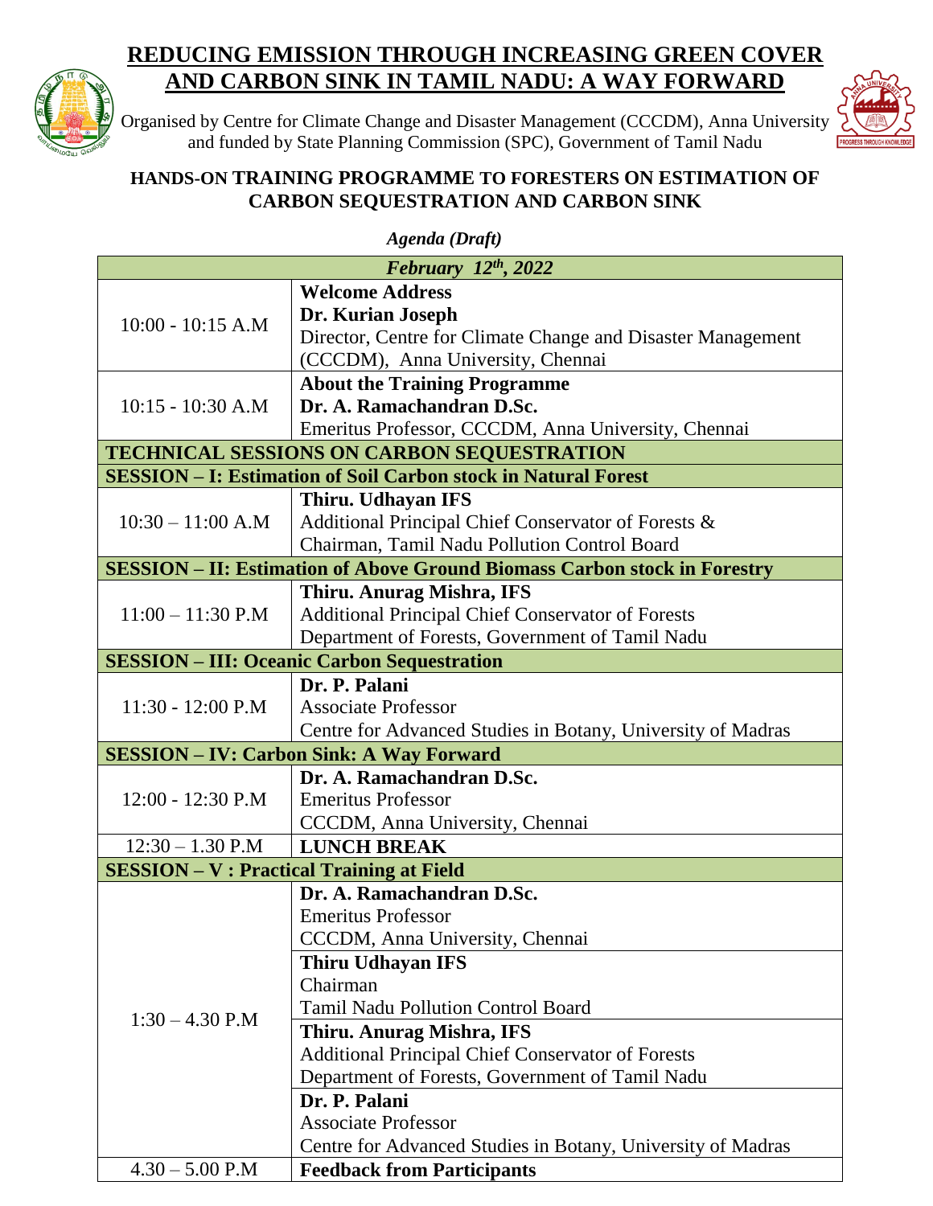# REDUCING EMISSION THROUGH INCREASING GREEN COVER AND CARBON SINK IN TAMIL NADU: A WAY FORWARD

Organised by Centre for Climate Change and Disaster Management (CCCDM), Anna University and funded by State Planning Commission (SPC), Government of Tamil Nadu

## HANDS-ON TRAINING PROGRAMME TO FORESTERS ON ESTIMATION OF CARBON SEQUESTRATION AND CARBON SINK

*Agenda (Draft)*

| | |
|---|---|
| ***February 12th, 2022*** | |
| 10:00 - 10:15 A.M | **Welcome Address**<br>**Dr. Kurian Joseph**<br>Director, Centre for Climate Change and Disaster Management (CCCDM), Anna University, Chennai |
| 10:15 - 10:30 A.M | **About the Training Programme**<br>**Dr. A. Ramachandran D.Sc.**<br>Emeritus Professor, CCCDM, Anna University, Chennai |
| **TECHNICAL SESSIONS ON CARBON SEQUESTRATION** | |
| **SESSION – I: Estimation of Soil Carbon stock in Natural Forest** | |
| 10:30 – 11:00 A.M | **Thiru. Udhayan IFS**<br>Additional Principal Chief Conservator of Forests & Chairman, Tamil Nadu Pollution Control Board |
| **SESSION – II: Estimation of Above Ground Biomass Carbon stock in Forestry** | |
| 11:00 – 11:30 P.M | **Thiru. Anurag Mishra, IFS**<br>Additional Principal Chief Conservator of Forests<br>Department of Forests, Government of Tamil Nadu |
| **SESSION – III: Oceanic Carbon Sequestration** | |
| 11:30 - 12:00 P.M | **Dr. P. Palani**<br>Associate Professor<br>Centre for Advanced Studies in Botany, University of Madras |
| **SESSION – IV: Carbon Sink: A Way Forward** | |
| 12:00 - 12:30 P.M | **Dr. A. Ramachandran D.Sc.**<br>Emeritus Professor<br>CCCDM, Anna University, Chennai |
| 12:30 – 1.30 P.M | **LUNCH BREAK** |
| **SESSION – V : Practical Training at Field** | |
| 1:30 – 4.30 P.M | **Dr. A. Ramachandran D.Sc.**<br>Emeritus Professor<br>CCCDM, Anna University, Chennai |
| | **Thiru Udhayan IFS**<br>Chairman<br>Tamil Nadu Pollution Control Board |
| | **Thiru. Anurag Mishra, IFS**<br>Additional Principal Chief Conservator of Forests<br>Department of Forests, Government of Tamil Nadu |
| | **Dr. P. Palani**<br>Associate Professor<br>Centre for Advanced Studies in Botany, University of Madras |
| 4.30 – 5.00 P.M | **Feedback from Participants** |